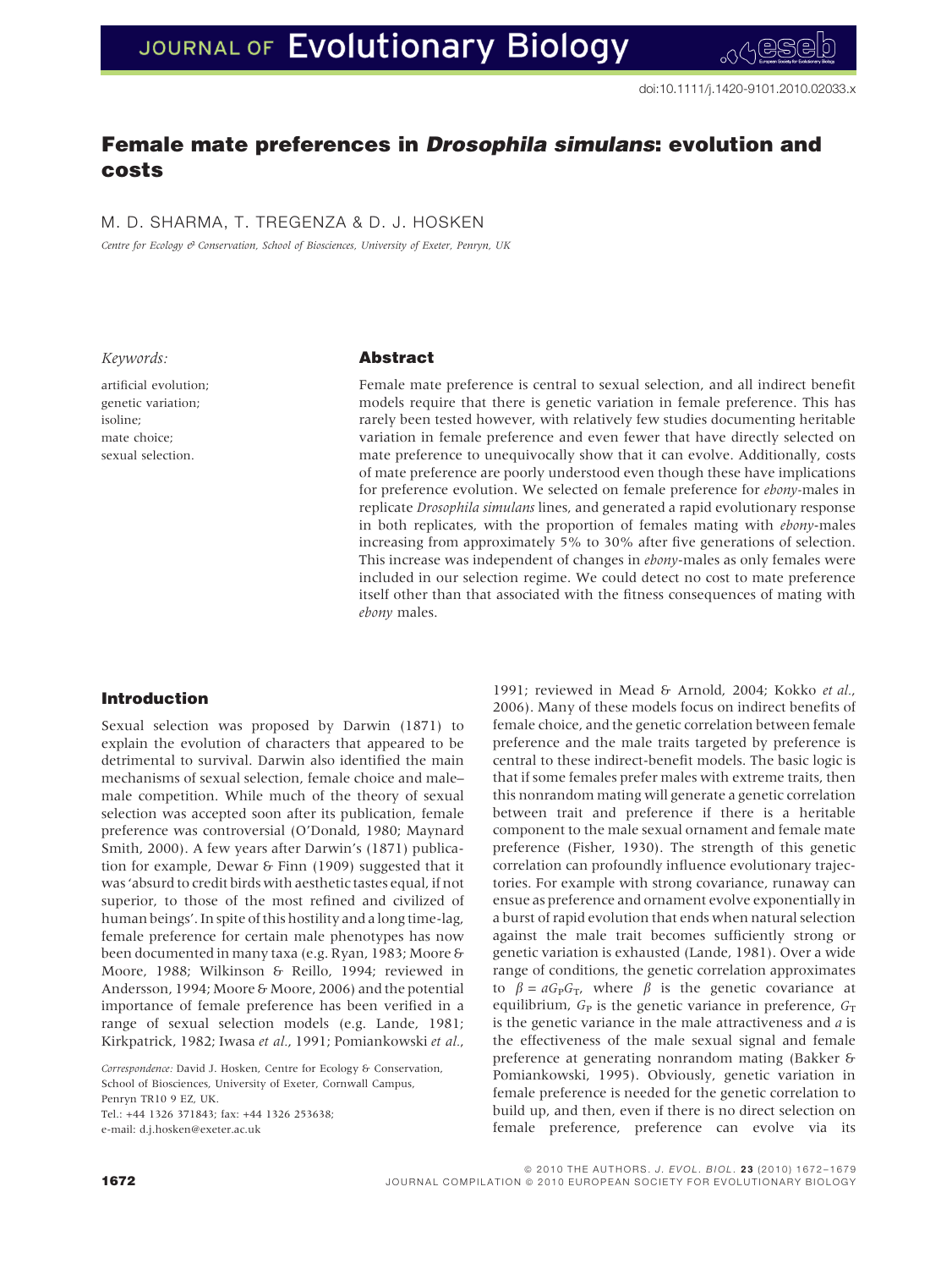doi:10.1111/j.1420-9101.2010.02033.x

# Female mate preferences in *Drosophila simulans*: evolution and costs

M. D. SHARMA, T. TREGENZA & D. J. HOSKEN

*Centre for Ecology & Conservation, School of Biosciences, University of Exeter, Penryn, UK*

*Keywords:*

artificial evolution;
genetic variation;
isoline;
mate choice;
sexual selection.

## Abstract

Female mate preference is central to sexual selection, and all indirect benefit models require that there is genetic variation in female preference. This has rarely been tested however, with relatively few studies documenting heritable variation in female preference and even fewer that have directly selected on mate preference to unequivocally show that it can evolve. Additionally, costs of mate preference are poorly understood even though these have implications for preference evolution. We selected on female preference for *ebony*-males in replicate *Drosophila simulans* lines, and generated a rapid evolutionary response in both replicates, with the proportion of females mating with *ebony*-males increasing from approximately 5% to 30% after five generations of selection. This increase was independent of changes in *ebony*-males as only females were included in our selection regime. We could detect no cost to mate preference itself other than that associated with the fitness consequences of mating with *ebony* males.

## Introduction

Sexual selection was proposed by Darwin (1871) to explain the evolution of characters that appeared to be detrimental to survival. Darwin also identified the main mechanisms of sexual selection, female choice and male–male competition. While much of the theory of sexual selection was accepted soon after its publication, female preference was controversial (O'Donald, 1980; Maynard Smith, 2000). A few years after Darwin's (1871) publication for example, Dewar & Finn (1909) suggested that it was 'absurd to credit birds with aesthetic tastes equal, if not superior, to those of the most refined and civilized of human beings'. In spite of this hostility and a long time-lag, female preference for certain male phenotypes has now been documented in many taxa (e.g. Ryan, 1983; Moore & Moore, 1988; Wilkinson & Reillo, 1994; reviewed in Andersson, 1994; Moore & Moore, 2006) and the potential importance of female preference has been verified in a range of sexual selection models (e.g. Lande, 1981; Kirkpatrick, 1982; Iwasa *et al.*, 1991; Pomiankowski *et al.*, 1991; reviewed in Mead & Arnold, 2004; Kokko *et al.*, 2006). Many of these models focus on indirect benefits of female choice, and the genetic correlation between female preference and the male traits targeted by preference is central to these indirect-benefit models. The basic logic is that if some females prefer males with extreme traits, then this nonrandom mating will generate a genetic correlation between trait and preference if there is a heritable component to the male sexual ornament and female mate preference (Fisher, 1930). The strength of this genetic correlation can profoundly influence evolutionary trajectories. For example with strong covariance, runaway can ensue as preference and ornament evolve exponentially in a burst of rapid evolution that ends when natural selection against the male trait becomes sufficiently strong or genetic variation is exhausted (Lande, 1981). Over a wide range of conditions, the genetic correlation approximates to $\beta = aG_PG_T$, where $\beta$ is the genetic covariance at equilibrium, $G_P$ is the genetic variance in preference, $G_T$ is the genetic variance in the male attractiveness and $a$ is the effectiveness of the male sexual signal and female preference at generating nonrandom mating (Bakker & Pomiankowski, 1995). Obviously, genetic variation in female preference is needed for the genetic correlation to build up, and then, even if there is no direct selection on female preference, preference can evolve via its

*Correspondence:* David J. Hosken, Centre for Ecology & Conservation, School of Biosciences, University of Exeter, Cornwall Campus, Penryn TR10 9 EZ, UK.
Tel.: +44 1326 371843; fax: +44 1326 253638;
e-mail: d.j.hosken@exeter.ac.uk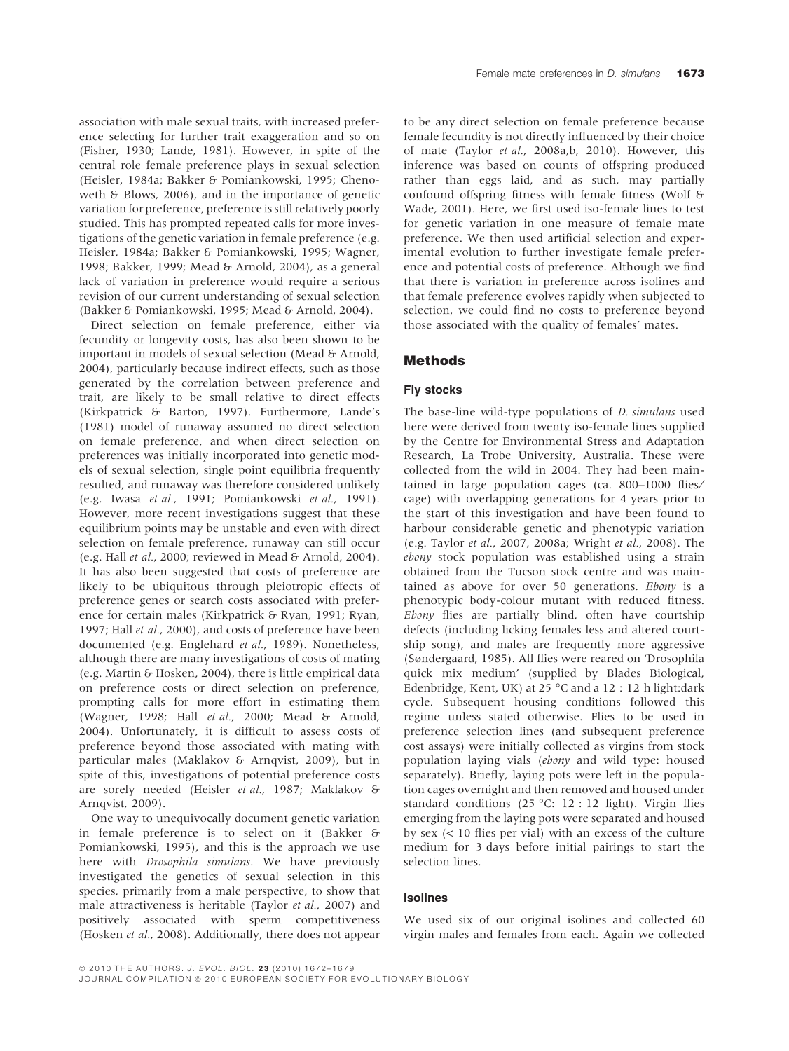association with male sexual traits, with increased preference selecting for further trait exaggeration and so on (Fisher, 1930; Lande, 1981). However, in spite of the central role female preference plays in sexual selection (Heisler, 1984a; Bakker & Pomiankowski, 1995; Chenoweth & Blows, 2006), and in the importance of genetic variation for preference, preference is still relatively poorly studied. This has prompted repeated calls for more investigations of the genetic variation in female preference (e.g. Heisler, 1984a; Bakker & Pomiankowski, 1995; Wagner, 1998; Bakker, 1999; Mead & Arnold, 2004), as a general lack of variation in preference would require a serious revision of our current understanding of sexual selection (Bakker & Pomiankowski, 1995; Mead & Arnold, 2004).

Direct selection on female preference, either via fecundity or longevity costs, has also been shown to be important in models of sexual selection (Mead & Arnold, 2004), particularly because indirect effects, such as those generated by the correlation between preference and trait, are likely to be small relative to direct effects (Kirkpatrick & Barton, 1997). Furthermore, Lande's (1981) model of runaway assumed no direct selection on female preference, and when direct selection on preferences was initially incorporated into genetic models of sexual selection, single point equilibria frequently resulted, and runaway was therefore considered unlikely (e.g. Iwasa *et al.*, 1991; Pomiankowski *et al.*, 1991). However, more recent investigations suggest that these equilibrium points may be unstable and even with direct selection on female preference, runaway can still occur (e.g. Hall *et al.*, 2000; reviewed in Mead & Arnold, 2004). It has also been suggested that costs of preference are likely to be ubiquitous through pleiotropic effects of preference genes or search costs associated with preference for certain males (Kirkpatrick & Ryan, 1991; Ryan, 1997; Hall *et al.*, 2000), and costs of preference have been documented (e.g. Englehard *et al.*, 1989). Nonetheless, although there are many investigations of costs of mating (e.g. Martin & Hosken, 2004), there is little empirical data on preference costs or direct selection on preference, prompting calls for more effort in estimating them (Wagner, 1998; Hall *et al.*, 2000; Mead & Arnold, 2004). Unfortunately, it is difficult to assess costs of preference beyond those associated with mating with particular males (Maklakov & Arnqvist, 2009), but in spite of this, investigations of potential preference costs are sorely needed (Heisler *et al.*, 1987; Maklakov & Arnqvist, 2009).

One way to unequivocally document genetic variation in female preference is to select on it (Bakker & Pomiankowski, 1995), and this is the approach we use here with *Drosophila simulans*. We have previously investigated the genetics of sexual selection in this species, primarily from a male perspective, to show that male attractiveness is heritable (Taylor *et al.*, 2007) and positively associated with sperm competitiveness (Hosken *et al.*, 2008). Additionally, there does not appear to be any direct selection on female preference because female fecundity is not directly influenced by their choice of mate (Taylor *et al.*, 2008a,b, 2010). However, this inference was based on counts of offspring produced rather than eggs laid, and as such, may partially confound offspring fitness with female fitness (Wolf & Wade, 2001). Here, we first used iso-female lines to test for genetic variation in one measure of female mate preference. We then used artificial selection and experimental evolution to further investigate female preference and potential costs of preference. Although we find that there is variation in preference across isolines and that female preference evolves rapidly when subjected to selection, we could find no costs to preference beyond those associated with the quality of females' mates.

## Methods

### Fly stocks

The base-line wild-type populations of *D. simulans* used here were derived from twenty iso-female lines supplied by the Centre for Environmental Stress and Adaptation Research, La Trobe University, Australia. These were collected from the wild in 2004. They had been maintained in large population cages (ca. 800–1000 flies/cage) with overlapping generations for 4 years prior to the start of this investigation and have been found to harbour considerable genetic and phenotypic variation (e.g. Taylor *et al.*, 2007, 2008a; Wright *et al.*, 2008). The *ebony* stock population was established using a strain obtained from the Tucson stock centre and was maintained as above for over 50 generations. *Ebony* is a phenotypic body-colour mutant with reduced fitness. *Ebony* flies are partially blind, often have courtship defects (including licking females less and altered courtship song), and males are frequently more aggressive (Søndergaard, 1985). All flies were reared on 'Drosophila quick mix medium' (supplied by Blades Biological, Edenbridge, Kent, UK) at 25 °C and a 12 : 12 h light:dark cycle. Subsequent housing conditions followed this regime unless stated otherwise. Flies to be used in preference selection lines (and subsequent preference cost assays) were initially collected as virgins from stock population laying vials (*ebony* and wild type: housed separately). Briefly, laying pots were left in the population cages overnight and then removed and housed under standard conditions (25 °C: 12 : 12 light). Virgin flies emerging from the laying pots were separated and housed by sex (< 10 flies per vial) with an excess of the culture medium for 3 days before initial pairings to start the selection lines.

### Isolines

We used six of our original isolines and collected 60 virgin males and females from each. Again we collected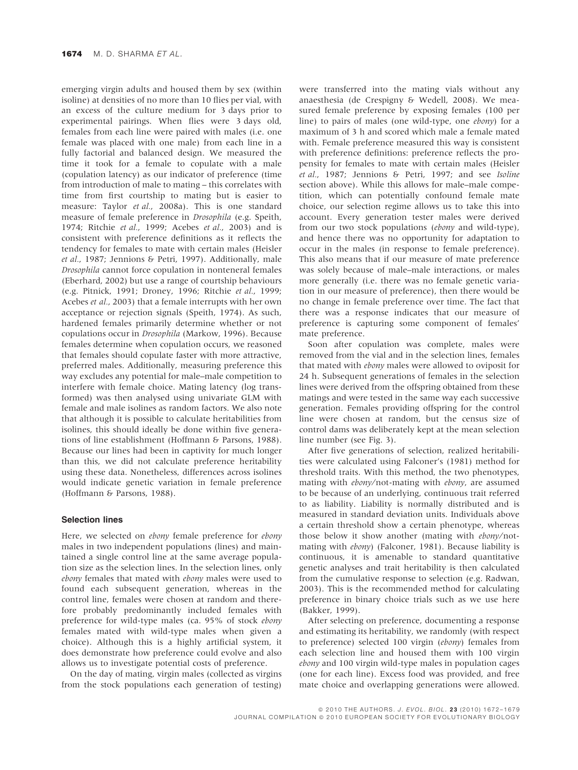emerging virgin adults and housed them by sex (within isoline) at densities of no more than 10 flies per vial, with an excess of the culture medium for 3 days prior to experimental pairings. When flies were 3 days old, females from each line were paired with males (i.e. one female was placed with one male) from each line in a fully factorial and balanced design. We measured the time it took for a female to copulate with a male (copulation latency) as our indicator of preference (time from introduction of male to mating – this correlates with time from first courtship to mating but is easier to measure: Taylor *et al.*, 2008a). This is one standard measure of female preference in *Drosophila* (e.g. Speith, 1974; Ritchie *et al.*, 1999; Acebes *et al.*, 2003) and is consistent with preference definitions as it reflects the tendency for females to mate with certain males (Heisler *et al.*, 1987; Jennions & Petri, 1997). Additionally, male *Drosophila* cannot force copulation in nonteneral females (Eberhard, 2002) but use a range of courtship behaviours (e.g. Pitnick, 1991; Droney, 1996; Ritchie *et al.*, 1999; Acebes *et al.*, 2003) that a female interrupts with her own acceptance or rejection signals (Speith, 1974). As such, hardened females primarily determine whether or not copulations occur in *Drosophila* (Markow, 1996). Because females determine when copulation occurs, we reasoned that females should copulate faster with more attractive, preferred males. Additionally, measuring preference this way excludes any potential for male–male competition to interfere with female choice. Mating latency (log transformed) was then analysed using univariate GLM with female and male isolines as random factors. We also note that although it is possible to calculate heritabilities from isolines, this should ideally be done within five generations of line establishment (Hoffmann & Parsons, 1988). Because our lines had been in captivity for much longer than this, we did not calculate preference heritability using these data. Nonetheless, differences across isolines would indicate genetic variation in female preference (Hoffmann & Parsons, 1988).

### Selection lines

Here, we selected on *ebony* female preference for *ebony* males in two independent populations (lines) and maintained a single control line at the same average population size as the selection lines. In the selection lines, only *ebony* females that mated with *ebony* males were used to found each subsequent generation, whereas in the control line, females were chosen at random and therefore probably predominantly included females with preference for wild-type males (ca. 95% of stock *ebony* females mated with wild-type males when given a choice). Although this is a highly artificial system, it does demonstrate how preference could evolve and also allows us to investigate potential costs of preference.

On the day of mating, virgin males (collected as virgins from the stock populations each generation of testing) were transferred into the mating vials without any anaesthesia (de Crespigny & Wedell, 2008). We measured female preference by exposing females (100 per line) to pairs of males (one wild-type, one *ebony*) for a maximum of 3 h and scored which male a female mated with. Female preference measured this way is consistent with preference definitions: preference reflects the propensity for females to mate with certain males (Heisler *et al.*, 1987; Jennions & Petri, 1997; and see *Isoline* section above). While this allows for male–male competition, which can potentially confound female mate choice, our selection regime allows us to take this into account. Every generation tester males were derived from our two stock populations (*ebony* and wild-type), and hence there was no opportunity for adaptation to occur in the males (in response to female preference). This also means that if our measure of mate preference was solely because of male–male interactions, or males more generally (i.e. there was no female genetic variation in our measure of preference), then there would be no change in female preference over time. The fact that there was a response indicates that our measure of preference is capturing some component of females' mate preference.

Soon after copulation was complete, males were removed from the vial and in the selection lines, females that mated with *ebony* males were allowed to oviposit for 24 h. Subsequent generations of females in the selection lines were derived from the offspring obtained from these matings and were tested in the same way each successive generation. Females providing offspring for the control line were chosen at random, but the census size of control dams was deliberately kept at the mean selection line number (see Fig. 3).

After five generations of selection, realized heritabilities were calculated using Falconer's (1981) method for threshold traits. With this method, the two phenotypes, mating with *ebony*/not-mating with *ebony*, are assumed to be because of an underlying, continuous trait referred to as liability. Liability is normally distributed and is measured in standard deviation units. Individuals above a certain threshold show a certain phenotype, whereas those below it show another (mating with *ebony*/not-mating with *ebony*) (Falconer, 1981). Because liability is continuous, it is amenable to standard quantitative genetic analyses and trait heritability is then calculated from the cumulative response to selection (e.g. Radwan, 2003). This is the recommended method for calculating preference in binary choice trials such as we use here (Bakker, 1999).

After selecting on preference, documenting a response and estimating its heritability, we randomly (with respect to preference) selected 100 virgin (*ebony*) females from each selection line and housed them with 100 virgin *ebony* and 100 virgin wild-type males in population cages (one for each line). Excess food was provided, and free mate choice and overlapping generations were allowed.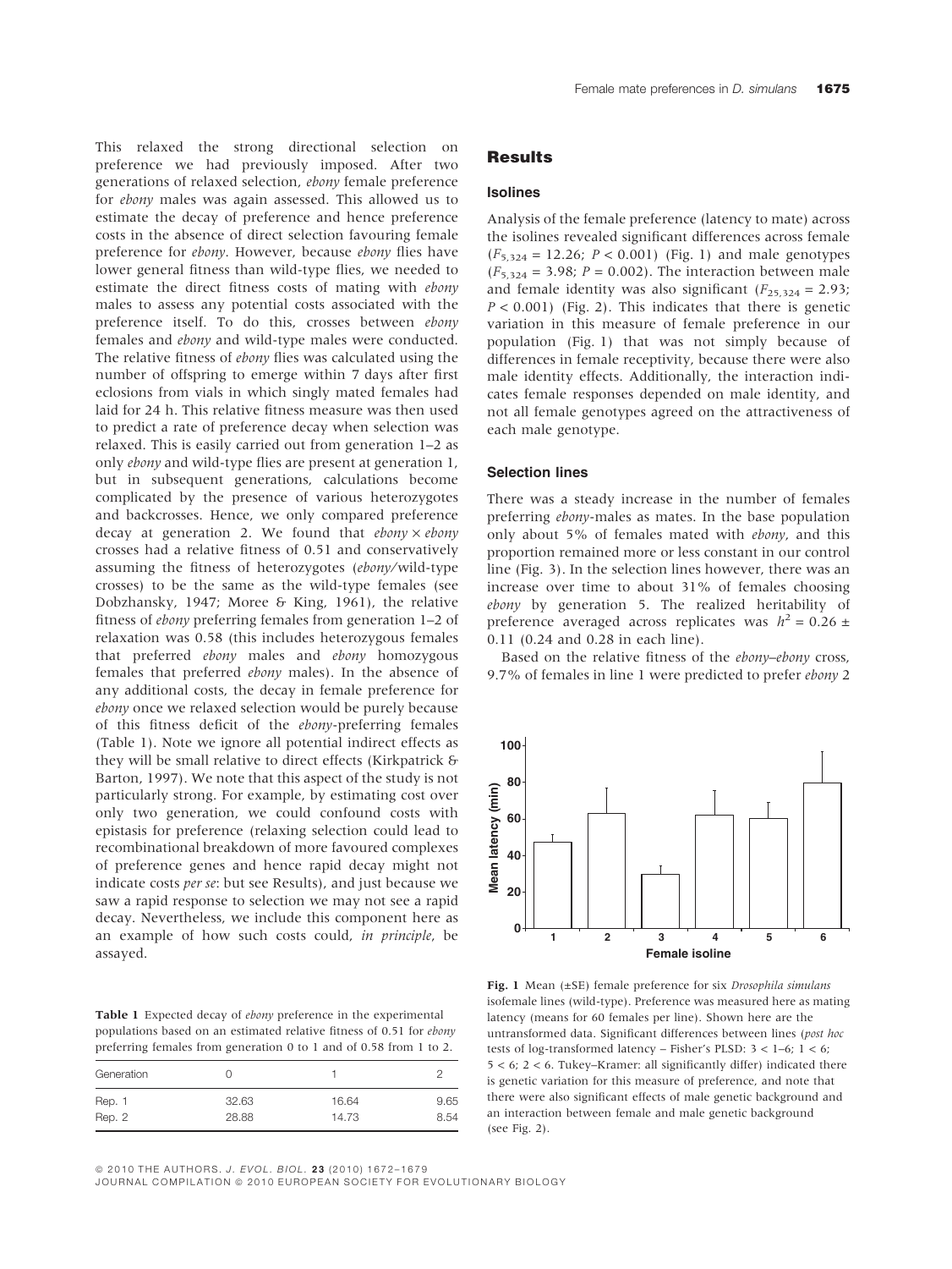This relaxed the strong directional selection on preference we had previously imposed. After two generations of relaxed selection, *ebony* female preference for *ebony* males was again assessed. This allowed us to estimate the decay of preference and hence preference costs in the absence of direct selection favouring female preference for *ebony*. However, because *ebony* flies have lower general fitness than wild-type flies, we needed to estimate the direct fitness costs of mating with *ebony* males to assess any potential costs associated with the preference itself. To do this, crosses between *ebony* females and *ebony* and wild-type males were conducted. The relative fitness of *ebony* flies was calculated using the number of offspring to emerge within 7 days after first eclosions from vials in which singly mated females had laid for 24 h. This relative fitness measure was then used to predict a rate of preference decay when selection was relaxed. This is easily carried out from generation 1–2 as only *ebony* and wild-type flies are present at generation 1, but in subsequent generations, calculations become complicated by the presence of various heterozygotes and backcrosses. Hence, we only compared preference decay at generation 2. We found that *ebony* × *ebony* crosses had a relative fitness of 0.51 and conservatively assuming the fitness of heterozygotes (*ebony*/wild-type crosses) to be the same as the wild-type females (see Dobzhansky, 1947; Moree & King, 1961), the relative fitness of *ebony* preferring females from generation 1–2 of relaxation was 0.58 (this includes heterozygous females that preferred *ebony* males and *ebony* homozygous females that preferred *ebony* males). In the absence of any additional costs, the decay in female preference for *ebony* once we relaxed selection would be purely because of this fitness deficit of the *ebony*-preferring females (Table 1). Note we ignore all potential indirect effects as they will be small relative to direct effects (Kirkpatrick & Barton, 1997). We note that this aspect of the study is not particularly strong. For example, by estimating cost over only two generation, we could confound costs with epistasis for preference (relaxing selection could lead to recombinational breakdown of more favoured complexes of preference genes and hence rapid decay might not indicate costs *per se*: but see Results), and just because we saw a rapid response to selection we may not see a rapid decay. Nevertheless, we include this component here as an example of how such costs could, *in principle*, be assayed.

**Table 1** Expected decay of *ebony* preference in the experimental populations based on an estimated relative fitness of 0.51 for *ebony* preferring females from generation 0 to 1 and of 0.58 from 1 to 2.

| Generation | 0 | 1 | 2 |
|---|---|---|---|
| Rep. 1 | 32.63 | 16.64 | 9.65 |
| Rep. 2 | 28.88 | 14.73 | 8.54 |

## Results

### Isolines

Analysis of the female preference (latency to mate) across the isolines revealed significant differences across female ($F_{5,324} = 12.26$; $P < 0.001$) (Fig. 1) and male genotypes ($F_{5,324} = 3.98$; $P = 0.002$). The interaction between male and female identity was also significant ($F_{25,324} = 2.93$; $P < 0.001$) (Fig. 2). This indicates that there is genetic variation in this measure of female preference in our population (Fig. 1) that was not simply because of differences in female receptivity, because there were also male identity effects. Additionally, the interaction indicates female responses depended on male identity, and not all female genotypes agreed on the attractiveness of each male genotype.

### Selection lines

There was a steady increase in the number of females preferring *ebony*-males as mates. In the base population only about 5% of females mated with *ebony*, and this proportion remained more or less constant in our control line (Fig. 3). In the selection lines however, there was an increase over time to about 31% of females choosing *ebony* by generation 5. The realized heritability of preference averaged across replicates was $h^2 = 0.26 \pm 0.11$ (0.24 and 0.28 in each line).

Based on the relative fitness of the *ebony*–*ebony* cross, 9.7% of females in line 1 were predicted to prefer *ebony* 2

**Fig. 1** Mean (±SE) female preference for six *Drosophila simulans* isofemale lines (wild-type). Preference was measured here as mating latency (means for 60 females per line). Shown here are the untransformed data. Significant differences between lines (*post hoc* tests of log-transformed latency – Fisher's PLSD: 3 < 1–6; 1 < 6; 5 < 6; 2 < 6. Tukey–Kramer: all significantly differ) indicated there is genetic variation for this measure of preference, and note that there were also significant effects of male genetic background and an interaction between female and male genetic background (see Fig. 2).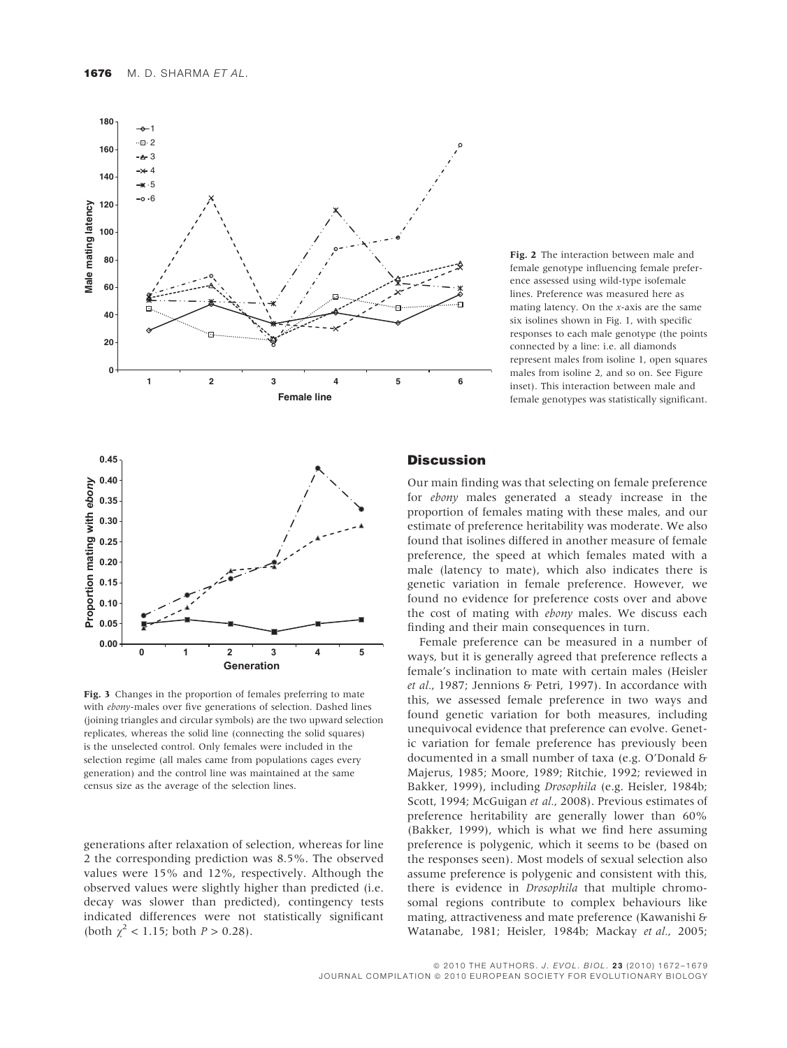**Fig. 2** The interaction between male and female genotype influencing female preference assessed using wild-type isofemale lines. Preference was measured here as mating latency. On the *x*-axis are the same six isolines shown in Fig. 1, with specific responses to each male genotype (the points connected by a line: i.e. all diamonds represent males from isoline 1, open squares males from isoline 2, and so on. See Figure inset). This interaction between male and female genotypes was statistically significant.

**Fig. 3** Changes in the proportion of females preferring to mate with *ebony*-males over five generations of selection. Dashed lines (joining triangles and circular symbols) are the two upward selection replicates, whereas the solid line (connecting the solid squares) is the unselected control. Only females were included in the selection regime (all males came from populations cages every generation) and the control line was maintained at the same census size as the average of the selection lines.

generations after relaxation of selection, whereas for line 2 the corresponding prediction was 8.5%. The observed values were 15% and 12%, respectively. Although the observed values were slightly higher than predicted (i.e. decay was slower than predicted), contingency tests indicated differences were not statistically significant (both $\chi^2 < 1.15$; both $P > 0.28$).

## Discussion

Our main finding was that selecting on female preference for *ebony* males generated a steady increase in the proportion of females mating with these males, and our estimate of preference heritability was moderate. We also found that isolines differed in another measure of female preference, the speed at which females mated with a male (latency to mate), which also indicates there is genetic variation in female preference. However, we found no evidence for preference costs over and above the cost of mating with *ebony* males. We discuss each finding and their main consequences in turn.

Female preference can be measured in a number of ways, but it is generally agreed that preference reflects a female's inclination to mate with certain males (Heisler *et al.*, 1987; Jennions & Petri, 1997). In accordance with this, we assessed female preference in two ways and found genetic variation for both measures, including unequivocal evidence that preference can evolve. Genetic variation for female preference has previously been documented in a small number of taxa (e.g. O'Donald & Majerus, 1985; Moore, 1989; Ritchie, 1992; reviewed in Bakker, 1999), including *Drosophila* (e.g. Heisler, 1984b; Scott, 1994; McGuigan *et al.*, 2008). Previous estimates of preference heritability are generally lower than 60% (Bakker, 1999), which is what we find here assuming preference is polygenic, which it seems to be (based on the responses seen). Most models of sexual selection also assume preference is polygenic and consistent with this, there is evidence in *Drosophila* that multiple chromosomal regions contribute to complex behaviours like mating, attractiveness and mate preference (Kawanishi & Watanabe, 1981; Heisler, 1984b; Mackay *et al.*, 2005;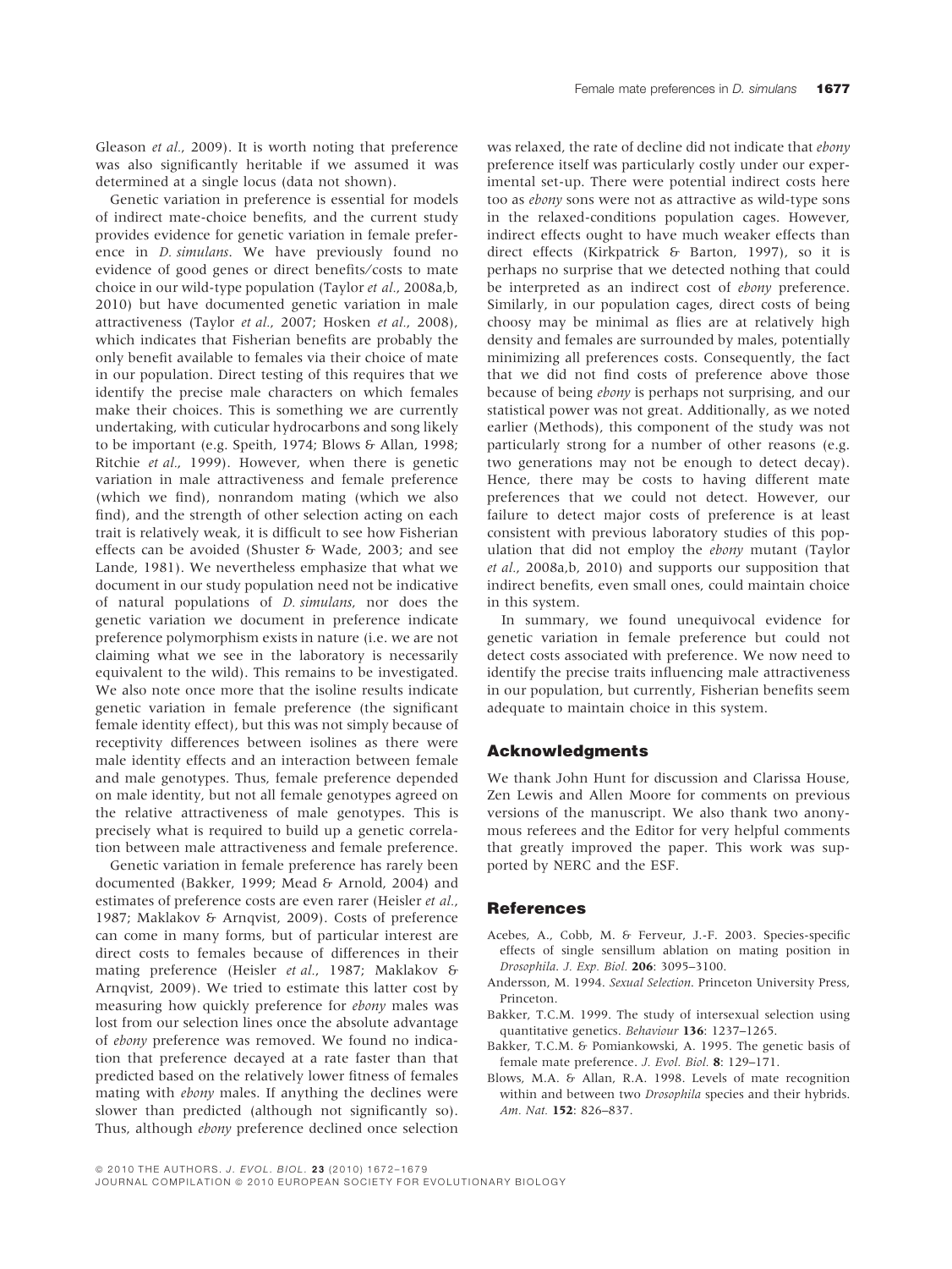Gleason *et al.*, 2009). It is worth noting that preference was also significantly heritable if we assumed it was determined at a single locus (data not shown).

Genetic variation in preference is essential for models of indirect mate-choice benefits, and the current study provides evidence for genetic variation in female preference in *D. simulans*. We have previously found no evidence of good genes or direct benefits/costs to mate choice in our wild-type population (Taylor *et al.*, 2008a,b, 2010) but have documented genetic variation in male attractiveness (Taylor *et al.*, 2007; Hosken *et al.*, 2008), which indicates that Fisherian benefits are probably the only benefit available to females via their choice of mate in our population. Direct testing of this requires that we identify the precise male characters on which females make their choices. This is something we are currently undertaking, with cuticular hydrocarbons and song likely to be important (e.g. Speith, 1974; Blows & Allan, 1998; Ritchie *et al.*, 1999). However, when there is genetic variation in male attractiveness and female preference (which we find), nonrandom mating (which we also find), and the strength of other selection acting on each trait is relatively weak, it is difficult to see how Fisherian effects can be avoided (Shuster & Wade, 2003; and see Lande, 1981). We nevertheless emphasize that what we document in our study population need not be indicative of natural populations of *D. simulans*, nor does the genetic variation we document in preference indicate preference polymorphism exists in nature (i.e. we are not claiming what we see in the laboratory is necessarily equivalent to the wild). This remains to be investigated. We also note once more that the isoline results indicate genetic variation in female preference (the significant female identity effect), but this was not simply because of receptivity differences between isolines as there were male identity effects and an interaction between female and male genotypes. Thus, female preference depended on male identity, but not all female genotypes agreed on the relative attractiveness of male genotypes. This is precisely what is required to build up a genetic correlation between male attractiveness and female preference.

Genetic variation in female preference has rarely been documented (Bakker, 1999; Mead & Arnold, 2004) and estimates of preference costs are even rarer (Heisler *et al.*, 1987; Maklakov & Arnqvist, 2009). Costs of preference can come in many forms, but of particular interest are direct costs to females because of differences in their mating preference (Heisler *et al.*, 1987; Maklakov & Arnqvist, 2009). We tried to estimate this latter cost by measuring how quickly preference for *ebony* males was lost from our selection lines once the absolute advantage of *ebony* preference was removed. We found no indication that preference decayed at a rate faster than that predicted based on the relatively lower fitness of females mating with *ebony* males. If anything the declines were slower than predicted (although not significantly so). Thus, although *ebony* preference declined once selection was relaxed, the rate of decline did not indicate that *ebony* preference itself was particularly costly under our experimental set-up. There were potential indirect costs here too as *ebony* sons were not as attractive as wild-type sons in the relaxed-conditions population cages. However, indirect effects ought to have much weaker effects than direct effects (Kirkpatrick & Barton, 1997), so it is perhaps no surprise that we detected nothing that could be interpreted as an indirect cost of *ebony* preference. Similarly, in our population cages, direct costs of being choosy may be minimal as flies are at relatively high density and females are surrounded by males, potentially minimizing all preferences costs. Consequently, the fact that we did not find costs of preference above those because of being *ebony* is perhaps not surprising, and our statistical power was not great. Additionally, as we noted earlier (Methods), this component of the study was not particularly strong for a number of other reasons (e.g. two generations may not be enough to detect decay). Hence, there may be costs to having different mate preferences that we could not detect. However, our failure to detect major costs of preference is at least consistent with previous laboratory studies of this population that did not employ the *ebony* mutant (Taylor *et al.*, 2008a,b, 2010) and supports our supposition that indirect benefits, even small ones, could maintain choice in this system.

In summary, we found unequivocal evidence for genetic variation in female preference but could not detect costs associated with preference. We now need to identify the precise traits influencing male attractiveness in our population, but currently, Fisherian benefits seem adequate to maintain choice in this system.

## Acknowledgments

We thank John Hunt for discussion and Clarissa House, Zen Lewis and Allen Moore for comments on previous versions of the manuscript. We also thank two anonymous referees and the Editor for very helpful comments that greatly improved the paper. This work was supported by NERC and the ESF.

## References

Acebes, A., Cobb, M. & Ferveur, J.-F. 2003. Species-specific effects of single sensillum ablation on mating position in *Drosophila*. *J. Exp. Biol.* **206**: 3095–3100.

Andersson, M. 1994. *Sexual Selection*. Princeton University Press, Princeton.

Bakker, T.C.M. 1999. The study of intersexual selection using quantitative genetics. *Behaviour* **136**: 1237–1265.

Bakker, T.C.M. & Pomiankowski, A. 1995. The genetic basis of female mate preference. *J. Evol. Biol.* **8**: 129–171.

Blows, M.A. & Allan, R.A. 1998. Levels of mate recognition within and between two *Drosophila* species and their hybrids. *Am. Nat.* **152**: 826–837.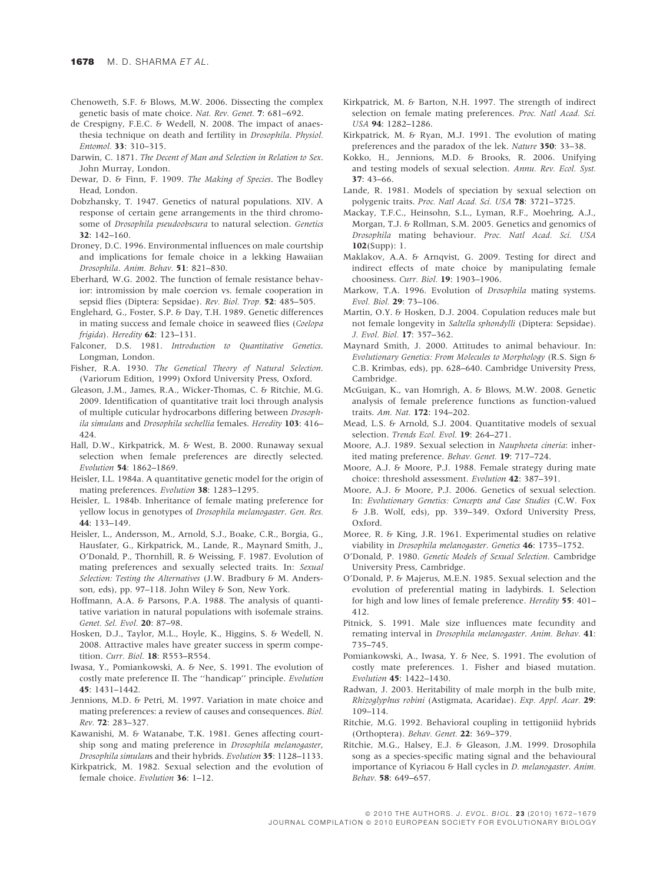Chenoweth, S.F. & Blows, M.W. 2006. Dissecting the complex genetic basis of mate choice. *Nat. Rev. Genet.* **7**: 681–692.

de Crespigny, F.E.C. & Wedell, N. 2008. The impact of anaesthesia technique on death and fertility in *Drosophila*. *Physiol. Entomol.* **33**: 310–315.

Darwin, C. 1871. *The Decent of Man and Selection in Relation to Sex*. John Murray, London.

Dewar, D. & Finn, F. 1909. *The Making of Species*. The Bodley Head, London.

Dobzhansky, T. 1947. Genetics of natural populations. XIV. A response of certain gene arrangements in the third chromosome of *Drosophila pseudoobscura* to natural selection. *Genetics* **32**: 142–160.

Droney, D.C. 1996. Environmental influences on male courtship and implications for female choice in a lekking Hawaiian *Drosophila*. *Anim. Behav.* **51**: 821–830.

Eberhard, W.G. 2002. The function of female resistance behavior: intromission by male coercion vs. female cooperation in sepsid flies (Diptera: Sepsidae). *Rev. Biol. Trop.* **52**: 485–505.

Englehard, G., Foster, S.P. & Day, T.H. 1989. Genetic differences in mating success and female choice in seaweed flies (*Coelopa frigida*). *Heredity* **62**: 123–131.

Falconer, D.S. 1981. *Introduction to Quantitative Genetics*. Longman, London.

Fisher, R.A. 1930. *The Genetical Theory of Natural Selection*. (Variorum Edition, 1999) Oxford University Press, Oxford.

Gleason, J.M., James, R.A., Wicker-Thomas, C. & Ritchie, M.G. 2009. Identification of quantitative trait loci through analysis of multiple cuticular hydrocarbons differing between *Drosophila simulans* and *Drosophila sechellia* females. *Heredity* **103**: 416–424.

Hall, D.W., Kirkpatrick, M. & West, B. 2000. Runaway sexual selection when female preferences are directly selected. *Evolution* **54**: 1862–1869.

Heisler, I.L. 1984a. A quantitative genetic model for the origin of mating preferences. *Evolution* **38**: 1283–1295.

Heisler, L. 1984b. Inheritance of female mating preference for yellow locus in genotypes of *Drosophila melanogaster*. *Gen. Res.* **44**: 133–149.

Heisler, L., Andersson, M., Arnold, S.J., Boake, C.R., Borgia, G., Hausfater, G., Kirkpatrick, M., Lande, R., Maynard Smith, J., O'Donald, P., Thornhill, R. & Weissing, F. 1987. Evolution of mating preferences and sexually selected traits. In: *Sexual Selection: Testing the Alternatives* (J.W. Bradbury & M. Andersson, eds), pp. 97–118. John Wiley & Son, New York.

Hoffmann, A.A. & Parsons, P.A. 1988. The analysis of quantitative variation in natural populations with isofemale strains. *Genet. Sel. Evol.* **20**: 87–98.

Hosken, D.J., Taylor, M.L., Hoyle, K., Higgins, S. & Wedell, N. 2008. Attractive males have greater success in sperm competition. *Curr. Biol.* **18**: R553–R554.

Iwasa, Y., Pomiankowski, A. & Nee, S. 1991. The evolution of costly mate preference II. The ''handicap'' principle. *Evolution* **45**: 1431–1442.

Jennions, M.D. & Petri, M. 1997. Variation in mate choice and mating preferences: a review of causes and consequences. *Biol. Rev.* **72**: 283–327.

Kawanishi, M. & Watanabe, T.K. 1981. Genes affecting courtship song and mating preference in *Drosophila melanogaster*, *Drosophila simulans* and their hybrids. *Evolution* **35**: 1128–1133.

Kirkpatrick, M. 1982. Sexual selection and the evolution of female choice. *Evolution* **36**: 1–12.

Kirkpatrick, M. & Barton, N.H. 1997. The strength of indirect selection on female mating preferences. *Proc. Natl Acad. Sci. USA* **94**: 1282–1286.

Kirkpatrick, M. & Ryan, M.J. 1991. The evolution of mating preferences and the paradox of the lek. *Nature* **350**: 33–38.

Kokko, H., Jennions, M.D. & Brooks, R. 2006. Unifying and testing models of sexual selection. *Annu. Rev. Ecol. Syst.* **37**: 43–66.

Lande, R. 1981. Models of speciation by sexual selection on polygenic traits. *Proc. Natl Acad. Sci. USA* **78**: 3721–3725.

Mackay, T.F.C., Heinsohn, S.L., Lyman, R.F., Moehring, A.J., Morgan, T.J. & Rollman, S.M. 2005. Genetics and genomics of *Drosophila* mating behaviour. *Proc. Natl Acad. Sci. USA* **102**(Supp): 1.

Maklakov, A.A. & Arnqvist, G. 2009. Testing for direct and indirect effects of mate choice by manipulating female choosiness. *Curr. Biol.* **19**: 1903–1906.

Markow, T.A. 1996. Evolution of *Drosophila* mating systems. *Evol. Biol.* **29**: 73–106.

Martin, O.Y. & Hosken, D.J. 2004. Copulation reduces male but not female longevity in *Saltella sphondylli* (Diptera: Sepsidae). *J. Evol. Biol.* **17**: 357–362.

Maynard Smith, J. 2000. Attitudes to animal behaviour. In: *Evolutionary Genetics: From Molecules to Morphology* (R.S. Sign & C.B. Krimbas, eds), pp. 628–640. Cambridge University Press, Cambridge.

McGuigan, K., van Homrigh, A. & Blows, M.W. 2008. Genetic analysis of female preference functions as function-valued traits. *Am. Nat.* **172**: 194–202.

Mead, L.S. & Arnold, S.J. 2004. Quantitative models of sexual selection. *Trends Ecol. Evol.* **19**: 264–271.

Moore, A.J. 1989. Sexual selection in *Nauphoeta cineria*: inherited mating preference. *Behav. Genet.* **19**: 717–724.

Moore, A.J. & Moore, P.J. 1988. Female strategy during mate choice: threshold assessment. *Evolution* **42**: 387–391.

Moore, A.J. & Moore, P.J. 2006. Genetics of sexual selection. In: *Evolutionary Genetics: Concepts and Case Studies* (C.W. Fox & J.B. Wolf, eds), pp. 339–349. Oxford University Press, Oxford.

Moree, R. & King, J.R. 1961. Experimental studies on relative viability in *Drosophila melanogaster*. *Genetics* **46**: 1735–1752.

O'Donald, P. 1980. *Genetic Models of Sexual Selection*. Cambridge University Press, Cambridge.

O'Donald, P. & Majerus, M.E.N. 1985. Sexual selection and the evolution of preferential mating in ladybirds. I. Selection for high and low lines of female preference. *Heredity* **55**: 401–412.

Pitnick, S. 1991. Male size influences mate fecundity and remating interval in *Drosophila melanogaster*. *Anim. Behav.* **41**: 735–745.

Pomiankowski, A., Iwasa, Y. & Nee, S. 1991. The evolution of costly mate preferences. 1. Fisher and biased mutation. *Evolution* **45**: 1422–1430.

Radwan, J. 2003. Heritability of male morph in the bulb mite, *Rhizoglyphus robini* (Astigmata, Acaridae). *Exp. Appl. Acar.* **29**: 109–114.

Ritchie, M.G. 1992. Behavioral coupling in tettigoniid hybrids (Orthoptera). *Behav. Genet.* **22**: 369–379.

Ritchie, M.G., Halsey, E.J. & Gleason, J.M. 1999. Drosophila song as a species-specific mating signal and the behavioural importance of Kyriacou & Hall cycles in *D. melanogaster*. *Anim. Behav.* **58**: 649–657.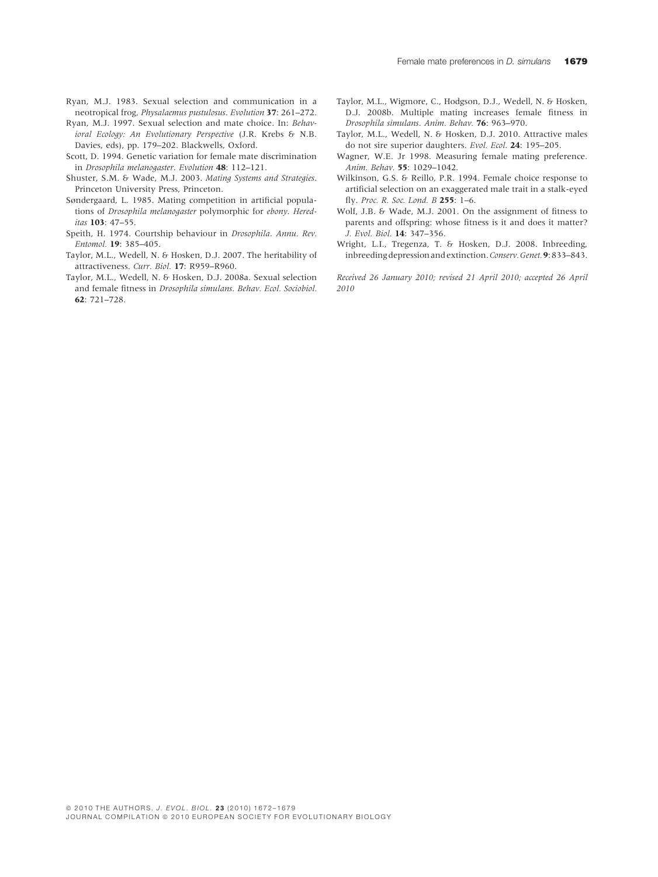Ryan, M.J. 1983. Sexual selection and communication in a neotropical frog, *Physalaemus pustulosus*. *Evolution* **37**: 261–272.

Ryan, M.J. 1997. Sexual selection and mate choice. In: *Behavioral Ecology: An Evolutionary Perspective* (J.R. Krebs & N.B. Davies, eds), pp. 179–202. Blackwells, Oxford.

Scott, D. 1994. Genetic variation for female mate discrimination in *Drosophila melanogaster*. *Evolution* **48**: 112–121.

Shuster, S.M. & Wade, M.J. 2003. *Mating Systems and Strategies*. Princeton University Press, Princeton.

Søndergaard, L. 1985. Mating competition in artificial populations of *Drosophila melanogaster* polymorphic for *ebony*. *Hereditas* **103**: 47–55.

Speith, H. 1974. Courtship behaviour in *Drosophila*. *Annu. Rev. Entomol.* **19**: 385–405.

Taylor, M.L., Wedell, N. & Hosken, D.J. 2007. The heritability of attractiveness. *Curr. Biol.* **17**: R959–R960.

Taylor, M.L., Wedell, N. & Hosken, D.J. 2008a. Sexual selection and female fitness in *Drosophila simulans*. *Behav. Ecol. Sociobiol.* **62**: 721–728.

Taylor, M.L., Wigmore, C., Hodgson, D.J., Wedell, N. & Hosken, D.J. 2008b. Multiple mating increases female fitness in *Drosophila simulans*. *Anim. Behav.* **76**: 963–970.

Taylor, M.L., Wedell, N. & Hosken, D.J. 2010. Attractive males do not sire superior daughters. *Evol. Ecol.* **24**: 195–205.

Wagner, W.E. Jr 1998. Measuring female mating preference. *Anim. Behav.* **55**: 1029–1042.

Wilkinson, G.S. & Reillo, P.R. 1994. Female choice response to artificial selection on an exaggerated male trait in a stalk-eyed fly. *Proc. R. Soc. Lond. B* **255**: 1–6.

Wolf, J.B. & Wade, M.J. 2001. On the assignment of fitness to parents and offspring: whose fitness is it and does it matter? *J. Evol. Biol.* **14**: 347–356.

Wright, L.I., Tregenza, T. & Hosken, D.J. 2008. Inbreeding, inbreeding depression and extinction. *Conserv. Genet.* **9**: 833–843.

*Received 26 January 2010; revised 21 April 2010; accepted 26 April 2010*